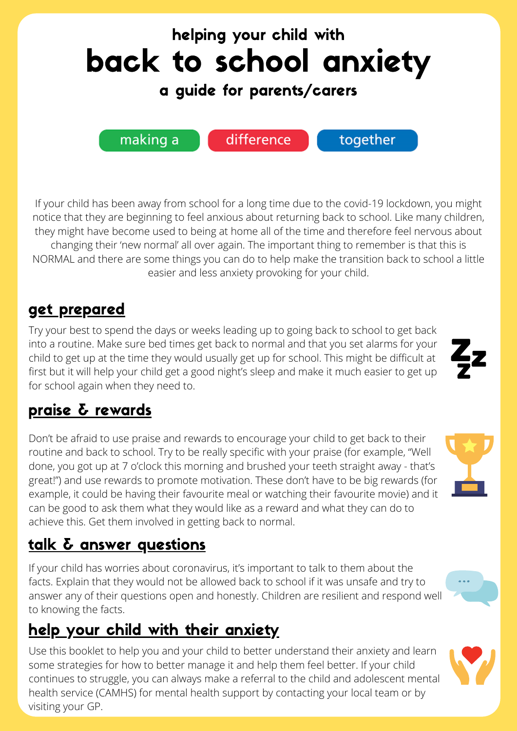helping your child with

# back to school anxiety

### a guide for parents/carers

making a difference together

If your child has been away from school for a long time due to the covid-19 lockdown, you might notice that they are beginning to feel anxious about returning back to school. Like many children, they might have become used to being at home all of the time and therefore feel nervous about changing their 'new normal' all over again. The important thing to remember is that this is NORMAL and there are some things you can do to help make the transition back to school a little easier and less anxiety provoking for your child.

## get prepared

Try your best to spend the days or weeks leading up to going back to school to get back into a routine. Make sure bed times get back to normal and that you set alarms for your child to get up at the time they would usually get up for school. This might be difficult at first but it will help your child get a good night's sleep and make it much easier to get up for school again when they need to.

## praise & rewards

Don't be afraid to use praise and rewards to encourage your child to get back to their routine and back to school. Try to be really specific with your praise (for example, "Well done, you got up at 7 o'clock this morning and brushed your teeth straight away - that's great!") and use rewards to promote motivation. These don't have to be big rewards (for example, it could be having their favourite meal or watching their favourite movie) and it can be good to ask them what they would like as a reward and what they can do to achieve this. Get them involved in getting back to normal.

## talk & answer questions

If your child has worries about coronavirus, it's important to talk to them about the facts. Explain that they would not be allowed back to school if it was unsafe and try to answer any of their questions open and honestly. Children are resilient and respond well to knowing the facts.

## help your child with their anxiety

Use this booklet to help you and your child to better understand their anxiety and learn some strategies for how to better manage it and help them feel better. If your child continues to struggle, you can always make a referral to the child and adolescent mental health service (CAMHS) for mental health support by contacting your local team or by visiting your GP.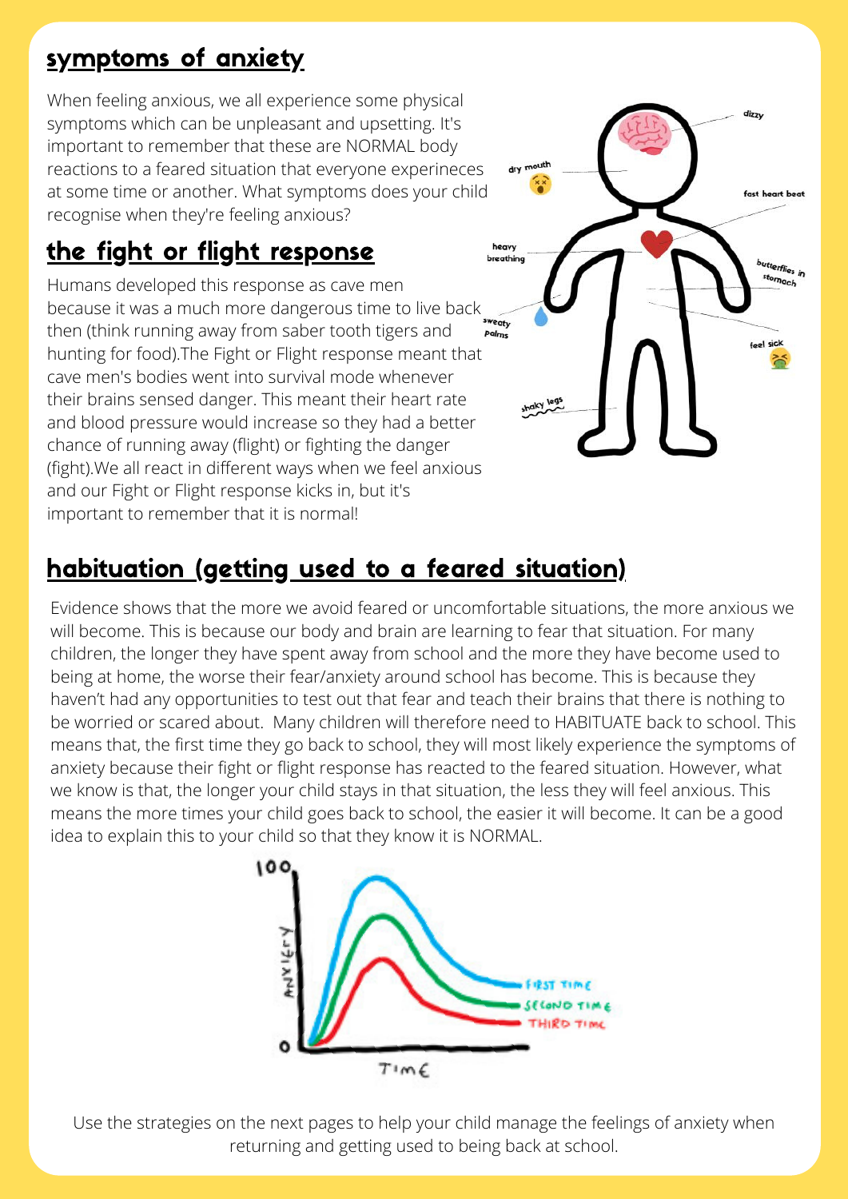## symptoms of anxiety

When feeling anxious, we all experience some physical symptoms which can be unpleasant and upsetting. It's important to remember that these are NORMAL body reactions to a feared situation that everyone experineces at some time or another. What symptoms does your child recognise when they're feeling anxious?

## the fight or flight response

Humans developed this response as cave men because it was a much more dangerous time to live back then (think running away from saber tooth tigers and hunting for food).The Fight or Flight response meant that cave men's bodies went into survival mode whenever their brains sensed danger. This meant their heart rate and blood pressure would increase so they had a better chance of running away (flight) or fighting the danger (fight).We all react in different ways when we feel anxious and our Fight or Flight response kicks in, but it's important to remember that it is normal!

## habituation (getting used to a feared situation)

Evidence shows that the more we avoid feared or uncomfortable situations, the more anxious we will become. This is because our body and brain are learning to fear that situation. For many children, the longer they have spent away from school and the more they have become used to being at home, the worse their fear/anxiety around school has become. This is because they haven't had any opportunities to test out that fear and teach their brains that there is nothing to be worried or scared about. Many children will therefore need to HABITUATE back to school. This means that, the first time they go back to school, they will most likely experience the symptoms of anxiety because their fight or flight response has reacted to the feared situation. However, what we know is that, the longer your child stays in that situation, the less they will feel anxious. This means the more times your child goes back to school, the easier it will become. It can be a good idea to explain this to your child so that they know it is NORMAL.

Use the strategies on the next pages to help your child manage the feelings of anxiety when returning and getting used to being back at school.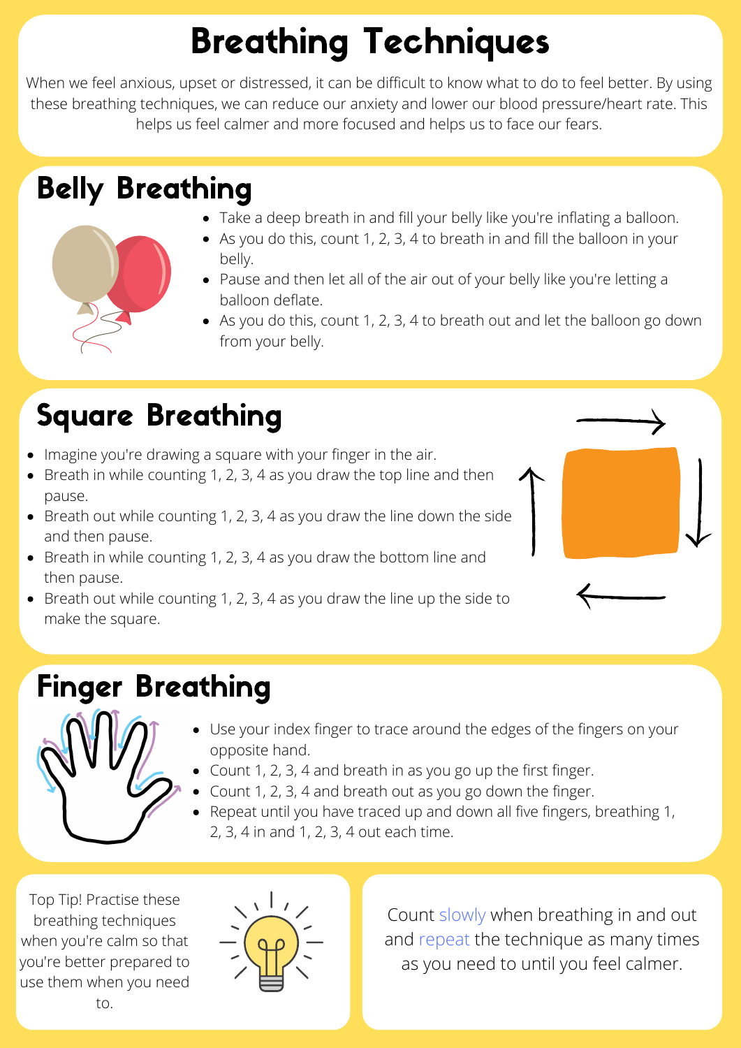# Breathing Techniques

When we feel anxious, upset or distressed, it can be difficult to know what to do to feel better. By using these breathing techniques, we can reduce our anxiety and lower our blood pressure/heart rate. This helps us feel calmer and more focused and helps us to face our fears.

## Belly Breathing

- Take a deep breath in and fill your belly like you're inflating a balloon.
- As you do this, count 1, 2, 3, 4 to breath in and fill the balloon in your belly.
- Pause and then let all of the air out of your belly like you're letting a balloon deflate.
- As you do this, count 1, 2, 3, 4 to breath out and let the balloon go down from your belly.

## Square Breathing

- Imagine you're drawing a square with your finger in the air.
- Breath in while counting 1, 2, 3, 4 as you draw the top line and then pause.
- Breath out while counting 1, 2, 3, 4 as you draw the line down the side and then pause.
- Breath in while counting 1, 2, 3, 4 as you draw the bottom line and then pause.
- Breath out while counting 1, 2, 3, 4 as you draw the line up the side to make the square.

## Finger Breathing

- Use your index finger to trace around the edges of the fingers on your opposite hand.
- Count 1, 2, 3, 4 and breath in as you go up the first finger.
- Count 1, 2, 3, 4 and breath out as you go down the finger.
- Repeat until you have traced up and down all five fingers, breathing 1, 2, 3, 4 in and 1, 2, 3, 4 out each time.

Top Tip! Practise these breathing techniques when you're calm so that you're better prepared to use them when you need to.

Count slowly when breathing in and out and repeat the technique as many times as you need to until you feel calmer.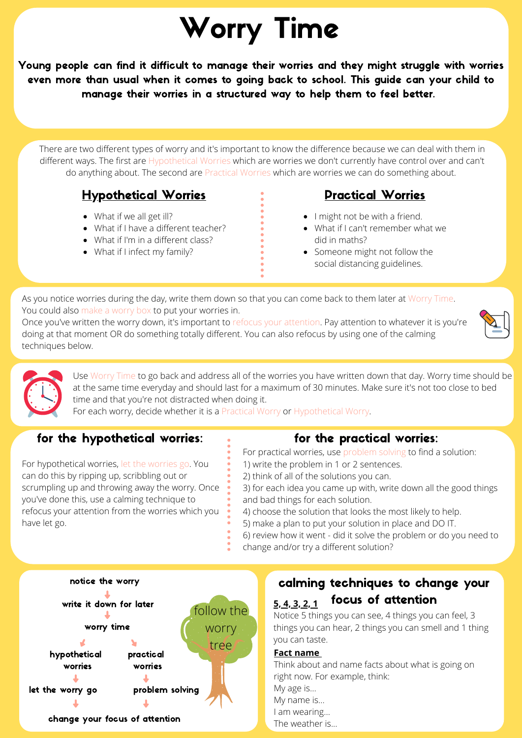# Worry Time

**Young people can find it difficult to manage their worries and they might struggle with worries even more than usual when it comes to going back to school. This guide can your child to manage their worries in a structured way to help them to feel better.**

There are two different types of worry and it's important to know the difference because we can deal with them in different ways. The first are Hypothetical Worries which are worries we don't currently have control over and can't do anything about. The second are Practical Worries which are worries we can do something about.

## Hypothetical Worries

- What if we all get ill?
- What if I have a different teacher?
- What if I'm in a different class?
- What if I infect my family?

## Practical Worries

- I might not be with a friend.
- What if I can't remember what we did in maths?
- Someone might not follow the social distancing guidelines.

As you notice worries during the day, write them down so that you can come back to them later at Worry Time. You could also make a worry box to put your worries in.
Once you've written the worry down, it's important to refocus your attention. Pay attention to whatever it is you're doing at that moment OR do something totally different. You can also refocus by using one of the calming techniques below.

Use Worry Time to go back and address all of the worries you have written down that day. Worry time should be at the same time everyday and should last for a maximum of 30 minutes. Make sure it's not too close to bed time and that you're not distracted when doing it.
For each worry, decide whether it is a Practical Worry or Hypothetical Worry.

## for the hypothetical worries:

For hypothetical worries, let the worries go. You can do this by ripping up, scribbling out or scrumpling up and throwing away the worry. Once you've done this, use a calming technique to refocus your attention from the worries which you have let go.

## for the practical worries:

For practical worries, use problem solving to find a solution:
1) write the problem in 1 or 2 sentences.
2) think of all of the solutions you can.
3) for each idea you came up with, write down all the good things and bad things for each solution.
4) choose the solution that looks the most likely to help.
5) make a plan to put your solution in place and DO IT.
6) review how it went - did it solve the problem or do you need to change and/or try a different solution?

### follow the worry tree

notice the worry
↓
write it down for later
↓
worry time
↓
hypothetical worries → let the worry go → change your focus of attention
practical worries → problem solving → change your focus of attention

## calming techniques to change your focus of attention

**5, 4, 3, 2, 1**
Notice 5 things you can see, 4 things you can feel, 3 things you can hear, 2 things you can smell and 1 thing you can taste.

**Fact name**
Think about and name facts about what is going on right now. For example, think:
My age is...
My name is...
I am wearing...
The weather is...